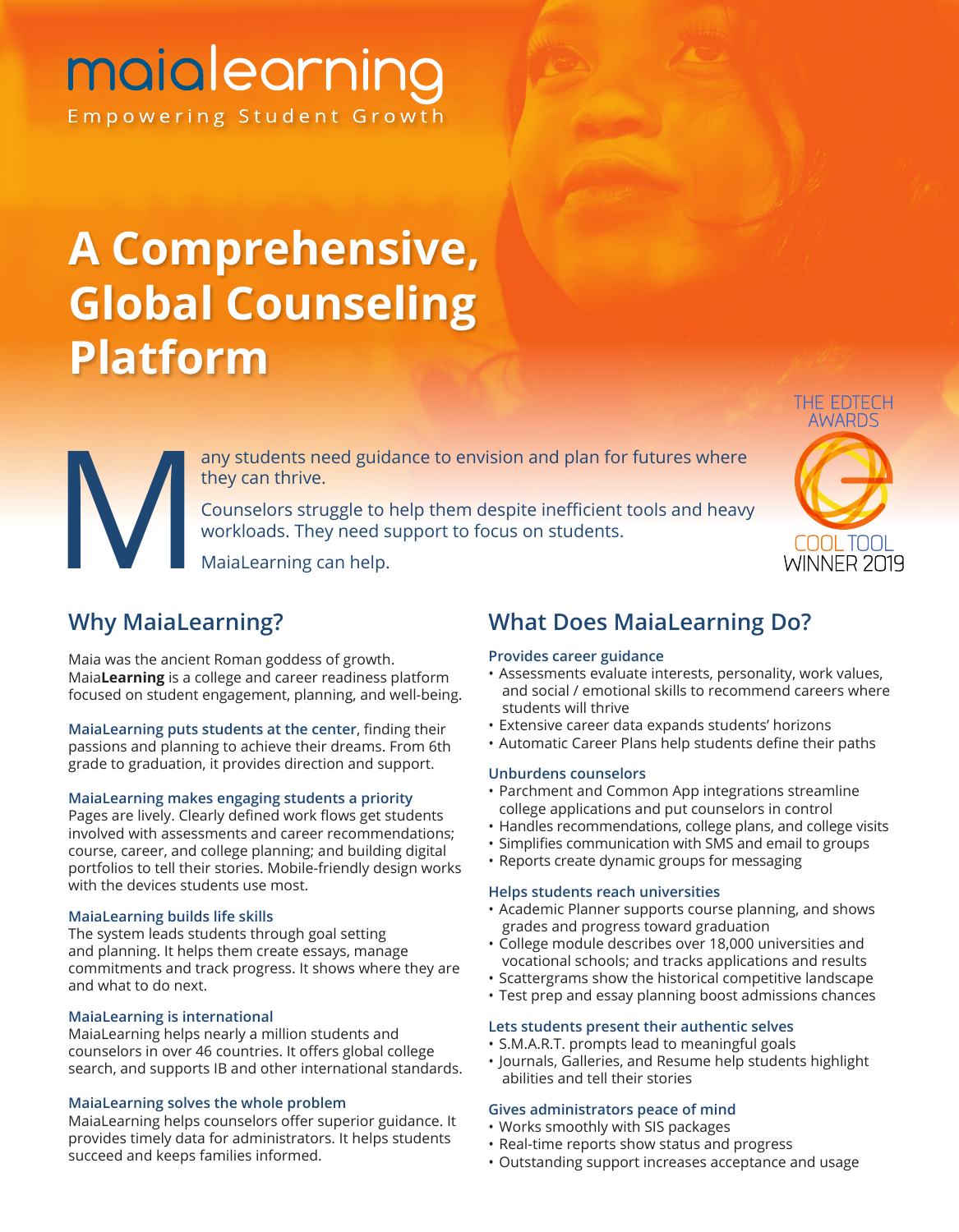maialearning

Empowering Student Growth

# A Comprehensive, Global Counseling Platform

THE EDTECH AWARDS

COOL TOOL WINNER 2019

Many students need guidance to envision and plan for futures where they can thrive.

Counselors struggle to help them despite inefficient tools and heavy workloads. They need support to focus on students.

MaiaLearning can help.

## Why MaiaLearning?

Maia was the ancient Roman goddess of growth. Maia**Learning** is a college and career readiness platform focused on student engagement, planning, and well-being.

**MaiaLearning puts students at the center**, finding their passions and planning to achieve their dreams. From 6th grade to graduation, it provides direction and support.

### MaiaLearning makes engaging students a priority

Pages are lively. Clearly defined work flows get students involved with assessments and career recommendations; course, career, and college planning; and building digital portfolios to tell their stories. Mobile-friendly design works with the devices students use most.

### MaiaLearning builds life skills

The system leads students through goal setting and planning. It helps them create essays, manage commitments and track progress. It shows where they are and what to do next.

### MaiaLearning is international

MaiaLearning helps nearly a million students and counselors in over 46 countries. It offers global college search, and supports IB and other international standards.

### MaiaLearning solves the whole problem

MaiaLearning helps counselors offer superior guidance. It provides timely data for administrators. It helps students succeed and keeps families informed.

## What Does MaiaLearning Do?

### Provides career guidance

- Assessments evaluate interests, personality, work values, and social / emotional skills to recommend careers where students will thrive
- Extensive career data expands students' horizons
- Automatic Career Plans help students define their paths

### Unburdens counselors

- Parchment and Common App integrations streamline college applications and put counselors in control
- Handles recommendations, college plans, and college visits
- Simplifies communication with SMS and email to groups
- Reports create dynamic groups for messaging

### Helps students reach universities

- Academic Planner supports course planning, and shows grades and progress toward graduation
- College module describes over 18,000 universities and vocational schools; and tracks applications and results
- Scattergrams show the historical competitive landscape
- Test prep and essay planning boost admissions chances

### Lets students present their authentic selves

- S.M.A.R.T. prompts lead to meaningful goals
- Journals, Galleries, and Resume help students highlight abilities and tell their stories

### Gives administrators peace of mind

- Works smoothly with SIS packages
- Real-time reports show status and progress
- Outstanding support increases acceptance and usage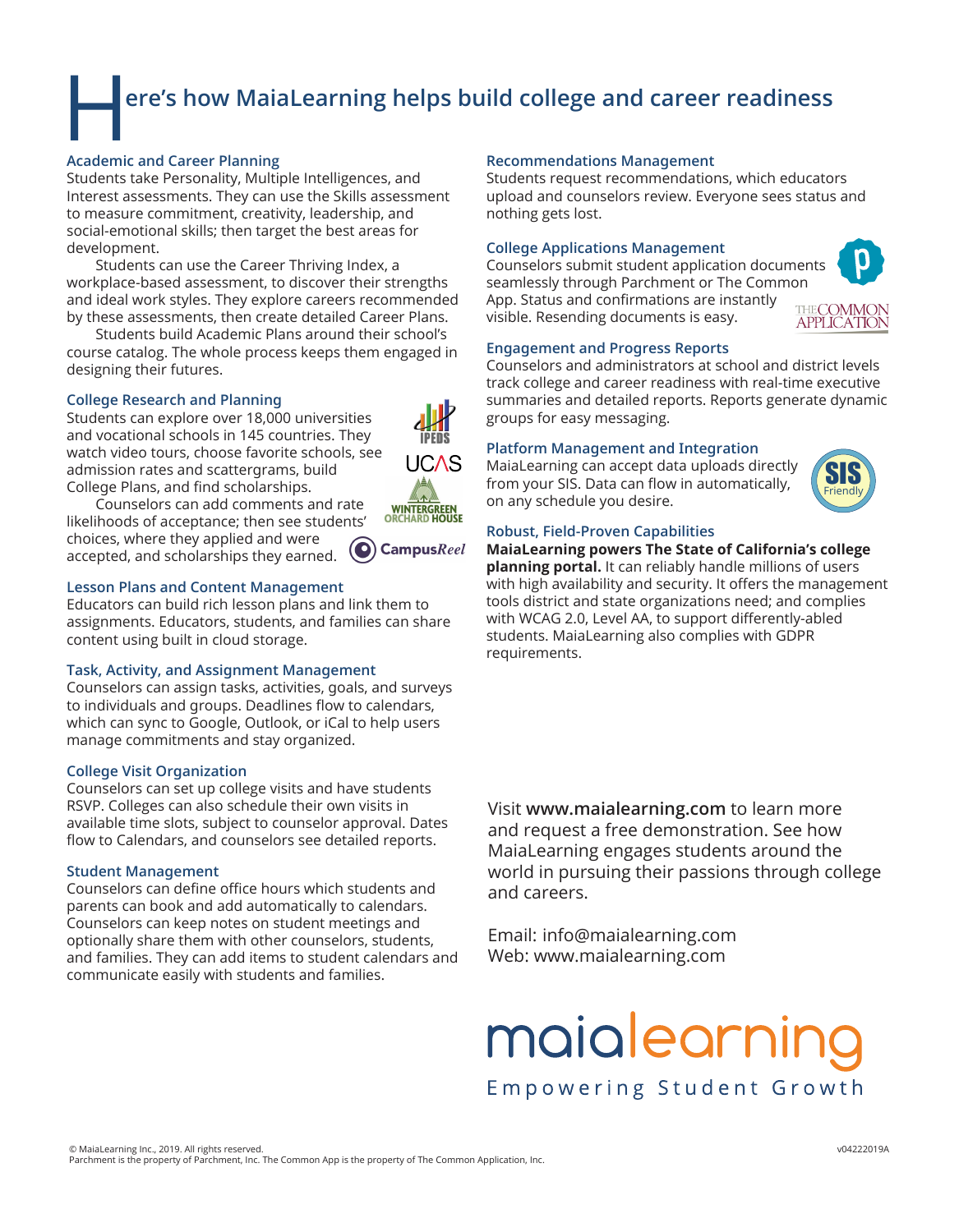# Here's how MaiaLearning helps build college and career readiness

### Academic and Career Planning

Students take Personality, Multiple Intelligences, and Interest assessments. They can use the Skills assessment to measure commitment, creativity, leadership, and social-emotional skills; then target the best areas for development.

Students can use the Career Thriving Index, a workplace-based assessment, to discover their strengths and ideal work styles. They explore careers recommended by these assessments, then create detailed Career Plans.

Students build Academic Plans around their school's course catalog. The whole process keeps them engaged in designing their futures.

### College Research and Planning

Students can explore over 18,000 universities and vocational schools in 145 countries. They watch video tours, choose favorite schools, see admission rates and scattergrams, build College Plans, and find scholarships.

Counselors can add comments and rate likelihoods of acceptance; then see students' choices, where they applied and were accepted, and scholarships they earned.

IPEDS
UCAS
WINTERGREEN ORCHARD HOUSE
CampusReel

### Lesson Plans and Content Management

Educators can build rich lesson plans and link them to assignments. Educators, students, and families can share content using built in cloud storage.

### Task, Activity, and Assignment Management

Counselors can assign tasks, activities, goals, and surveys to individuals and groups. Deadlines flow to calendars, which can sync to Google, Outlook, or iCal to help users manage commitments and stay organized.

### College Visit Organization

Counselors can set up college visits and have students RSVP. Colleges can also schedule their own visits in available time slots, subject to counselor approval. Dates flow to Calendars, and counselors see detailed reports.

### Student Management

Counselors can define office hours which students and parents can book and add automatically to calendars. Counselors can keep notes on student meetings and optionally share them with other counselors, students, and families. They can add items to student calendars and communicate easily with students and families.

### Recommendations Management

Students request recommendations, which educators upload and counselors review. Everyone sees status and nothing gets lost.

### College Applications Management

Counselors submit student application documents seamlessly through Parchment or The Common App. Status and confirmations are instantly visible. Resending documents is easy.

THE COMMON APPLICATION

### Engagement and Progress Reports

Counselors and administrators at school and district levels track college and career readiness with real-time executive summaries and detailed reports. Reports generate dynamic groups for easy messaging.

### Platform Management and Integration

MaiaLearning can accept data uploads directly from your SIS. Data can flow in automatically, on any schedule you desire.

SIS Friendly

### Robust, Field-Proven Capabilities

**MaiaLearning powers The State of California's college planning portal.** It can reliably handle millions of users with high availability and security. It offers the management tools district and state organizations need; and complies with WCAG 2.0, Level AA, to support differently-abled students. MaiaLearning also complies with GDPR requirements.

Visit **www.maialearning.com** to learn more and request a free demonstration. See how MaiaLearning engages students around the world in pursuing their passions through college and careers.

Email: info@maialearning.com
Web: www.maialearning.com

maialearning
Empowering Student Growth

© MaiaLearning Inc., 2019. All rights reserved.
Parchment is the property of Parchment, Inc. The Common App is the property of The Common Application, Inc.

v04222019A